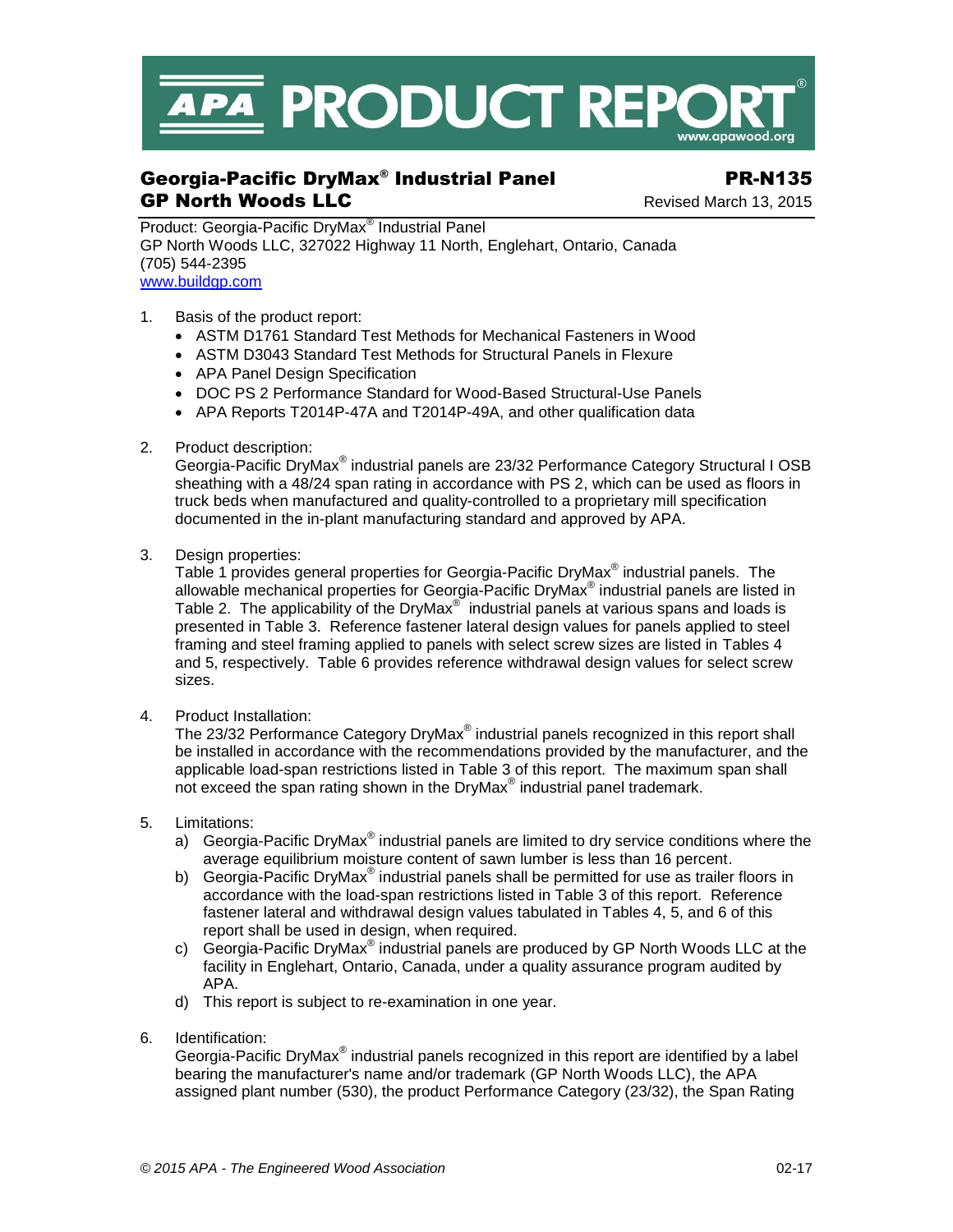# APA PRODUCT REPORT®

www.apawood.org

## Georgia-Pacific DryMax® Industrial Panel — PR-N135

**GP North Woods LLC** — Revised March 13, 2015

Product: Georgia-Pacific DryMax® Industrial Panel
GP North Woods LLC, 327022 Highway 11 North, Englehart, Ontario, Canada
(705) 544-2395
[www.buildgp.com](http://www.buildgp.com)

1. Basis of the product report:
   - ASTM D1761 Standard Test Methods for Mechanical Fasteners in Wood
   - ASTM D3043 Standard Test Methods for Structural Panels in Flexure
   - APA Panel Design Specification
   - DOC PS 2 Performance Standard for Wood-Based Structural-Use Panels
   - APA Reports T2014P-47A and T2014P-49A, and other qualification data

2. Product description:
   Georgia-Pacific DryMax® industrial panels are 23/32 Performance Category Structural I OSB sheathing with a 48/24 span rating in accordance with PS 2, which can be used as floors in truck beds when manufactured and quality-controlled to a proprietary mill specification documented in the in-plant manufacturing standard and approved by APA.

3. Design properties:
   Table 1 provides general properties for Georgia-Pacific DryMax® industrial panels. The allowable mechanical properties for Georgia-Pacific DryMax® industrial panels are listed in Table 2. The applicability of the DryMax® industrial panels at various spans and loads is presented in Table 3. Reference fastener lateral design values for panels applied to steel framing and steel framing applied to panels with select screw sizes are listed in Tables 4 and 5, respectively. Table 6 provides reference withdrawal design values for select screw sizes.

4. Product Installation:
   The 23/32 Performance Category DryMax® industrial panels recognized in this report shall be installed in accordance with the recommendations provided by the manufacturer, and the applicable load-span restrictions listed in Table 3 of this report. The maximum span shall not exceed the span rating shown in the DryMax® industrial panel trademark.

5. Limitations:
   a) Georgia-Pacific DryMax® industrial panels are limited to dry service conditions where the average equilibrium moisture content of sawn lumber is less than 16 percent.
   b) Georgia-Pacific DryMax® industrial panels shall be permitted for use as trailer floors in accordance with the load-span restrictions listed in Table 3 of this report. Reference fastener lateral and withdrawal design values tabulated in Tables 4, 5, and 6 of this report shall be used in design, when required.
   c) Georgia-Pacific DryMax® industrial panels are produced by GP North Woods LLC at the facility in Englehart, Ontario, Canada, under a quality assurance program audited by APA.
   d) This report is subject to re-examination in one year.

6. Identification:
   Georgia-Pacific DryMax® industrial panels recognized in this report are identified by a label bearing the manufacturer's name and/or trademark (GP North Woods LLC), the APA assigned plant number (530), the product Performance Category (23/32), the Span Rating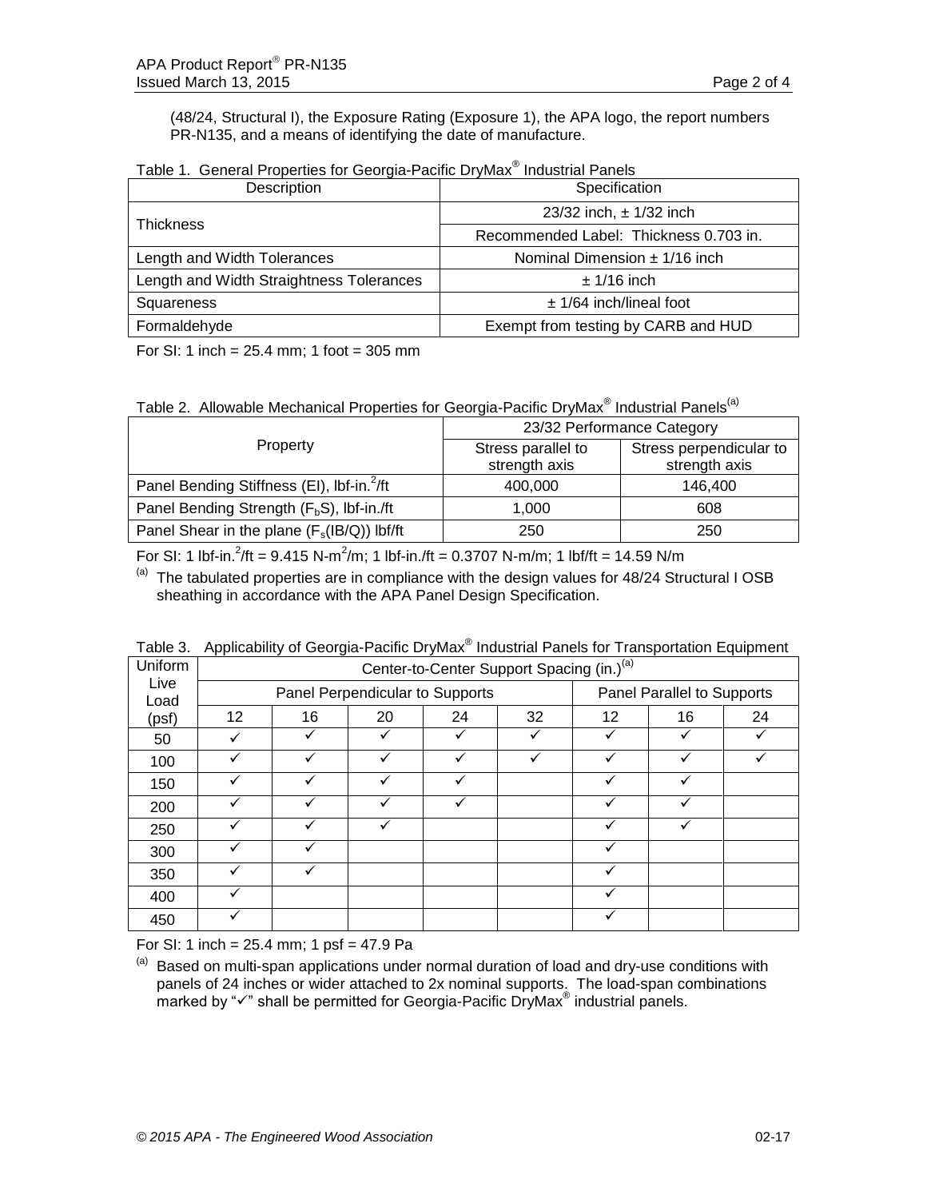(48/24, Structural I), the Exposure Rating (Exposure 1), the APA logo, the report numbers PR-N135, and a means of identifying the date of manufacture.

Table 1. General Properties for Georgia-Pacific DryMax® Industrial Panels

| Description | Specification |
|---|---|
| Thickness | 23/32 inch, ± 1/32 inch |
| | Recommended Label: Thickness 0.703 in. |
| Length and Width Tolerances | Nominal Dimension ± 1/16 inch |
| Length and Width Straightness Tolerances | ± 1/16 inch |
| Squareness | ± 1/64 inch/lineal foot |
| Formaldehyde | Exempt from testing by CARB and HUD |

For SI: 1 inch = 25.4 mm; 1 foot = 305 mm

Table 2. Allowable Mechanical Properties for Georgia-Pacific DryMax® Industrial Panels[(a)]

| Property | 23/32 Performance Category | |
|---|---|---|
| | Stress parallel to strength axis | Stress perpendicular to strength axis |
| Panel Bending Stiffness (EI), lbf-in.$^2$/ft | 400,000 | 146,400 |
| Panel Bending Strength ($F_bS$), lbf-in./ft | 1,000 | 608 |
| Panel Shear in the plane ($F_s(IB/Q)$) lbf/ft | 250 | 250 |

For SI: 1 lbf-in.$^2$/ft = 9.415 N-m$^2$/m; 1 lbf-in./ft = 0.3707 N-m/m; 1 lbf/ft = 14.59 N/m

(a) The tabulated properties are in compliance with the design values for 48/24 Structural I OSB sheathing in accordance with the APA Panel Design Specification.

Table 3. Applicability of Georgia-Pacific DryMax® Industrial Panels for Transportation Equipment

| Uniform Live Load (psf) | Center-to-Center Support Spacing (in.)[(a)] | | | | | | | |
|---|---|---|---|---|---|---|---|---|
| | Panel Perpendicular to Supports | | | | | Panel Parallel to Supports | | |
| | 12 | 16 | 20 | 24 | 32 | 12 | 16 | 24 |
| 50 | ✓ | ✓ | ✓ | ✓ | ✓ | ✓ | ✓ | ✓ |
| 100 | ✓ | ✓ | ✓ | ✓ | ✓ | ✓ | ✓ | ✓ |
| 150 | ✓ | ✓ | ✓ | ✓ | | ✓ | ✓ | |
| 200 | ✓ | ✓ | ✓ | ✓ | | ✓ | ✓ | |
| 250 | ✓ | ✓ | ✓ | | | ✓ | ✓ | |
| 300 | ✓ | ✓ | | | | ✓ | | |
| 350 | ✓ | ✓ | | | | ✓ | | |
| 400 | ✓ | | | | | ✓ | | |
| 450 | ✓ | | | | | ✓ | | |

For SI: 1 inch = 25.4 mm; 1 psf = 47.9 Pa

(a) Based on multi-span applications under normal duration of load and dry-use conditions with panels of 24 inches or wider attached to 2x nominal supports. The load-span combinations marked by "✓" shall be permitted for Georgia-Pacific DryMax® industrial panels.

*© 2015 APA - The Engineered Wood Association*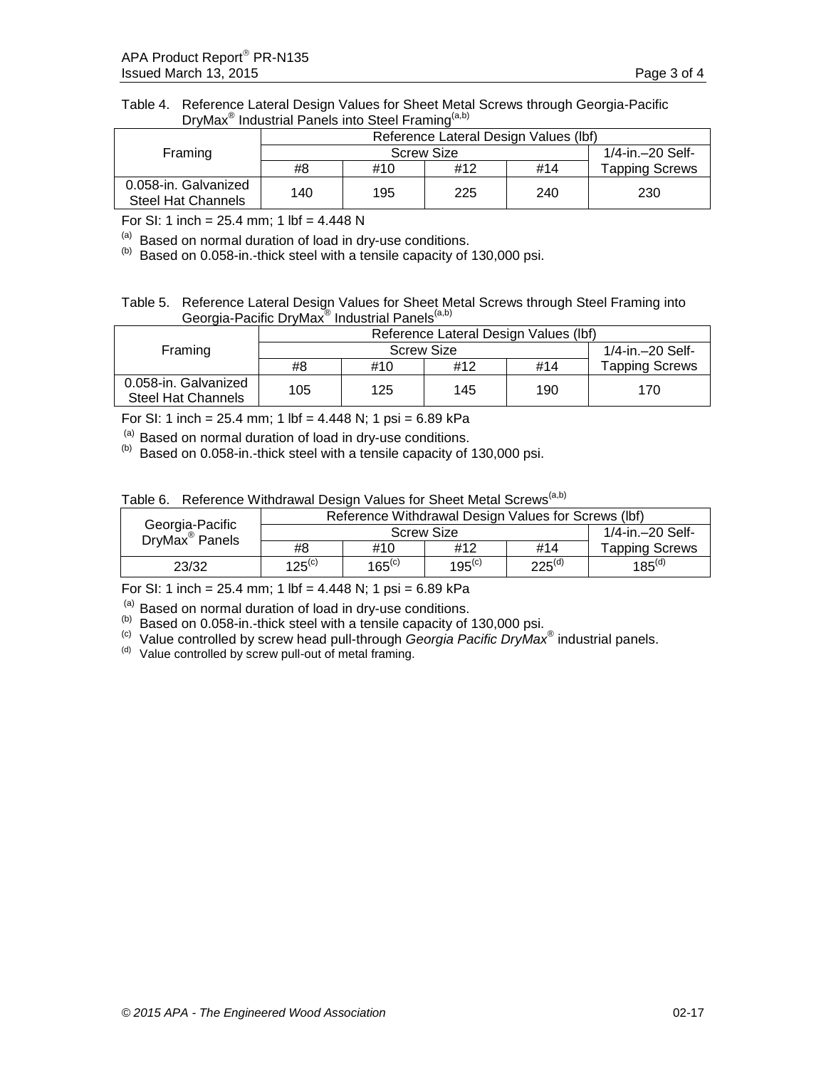Table 4. Reference Lateral Design Values for Sheet Metal Screws through Georgia-Pacific DryMax® Industrial Panels into Steel Framing[a,b]

| Framing | Reference Lateral Design Values (lbf) | | | | |
|---|---|---|---|---|---|
| | Screw Size | | | | 1/4-in.–20 Self-Tapping Screws |
| | #8 | #10 | #12 | #14 | |
| 0.058-in. Galvanized Steel Hat Channels | 140 | 195 | 225 | 240 | 230 |

For SI: 1 inch = 25.4 mm; 1 lbf = 4.448 N

[a] Based on normal duration of load in dry-use conditions.
[b] Based on 0.058-in.-thick steel with a tensile capacity of 130,000 psi.

Table 5. Reference Lateral Design Values for Sheet Metal Screws through Steel Framing into Georgia-Pacific DryMax® Industrial Panels[a,b]

| Framing | Reference Lateral Design Values (lbf) | | | | |
|---|---|---|---|---|---|
| | Screw Size | | | | 1/4-in.–20 Self-Tapping Screws |
| | #8 | #10 | #12 | #14 | |
| 0.058-in. Galvanized Steel Hat Channels | 105 | 125 | 145 | 190 | 170 |

For SI: 1 inch = 25.4 mm; 1 lbf = 4.448 N; 1 psi = 6.89 kPa

[a] Based on normal duration of load in dry-use conditions.
[b] Based on 0.058-in.-thick steel with a tensile capacity of 130,000 psi.

Table 6. Reference Withdrawal Design Values for Sheet Metal Screws[a,b]

| Georgia-Pacific DryMax® Panels | Reference Withdrawal Design Values for Screws (lbf) | | | | |
|---|---|---|---|---|---|
| | Screw Size | | | | 1/4-in.–20 Self-Tapping Screws |
| | #8 | #10 | #12 | #14 | |
| 23/32 | 125[c] | 165[c] | 195[c] | 225[d] | 185[d] |

For SI: 1 inch = 25.4 mm; 1 lbf = 4.448 N; 1 psi = 6.89 kPa

[a] Based on normal duration of load in dry-use conditions.
[b] Based on 0.058-in.-thick steel with a tensile capacity of 130,000 psi.
[c] Value controlled by screw head pull-through *Georgia Pacific DryMax®* industrial panels.
[d] Value controlled by screw pull-out of metal framing.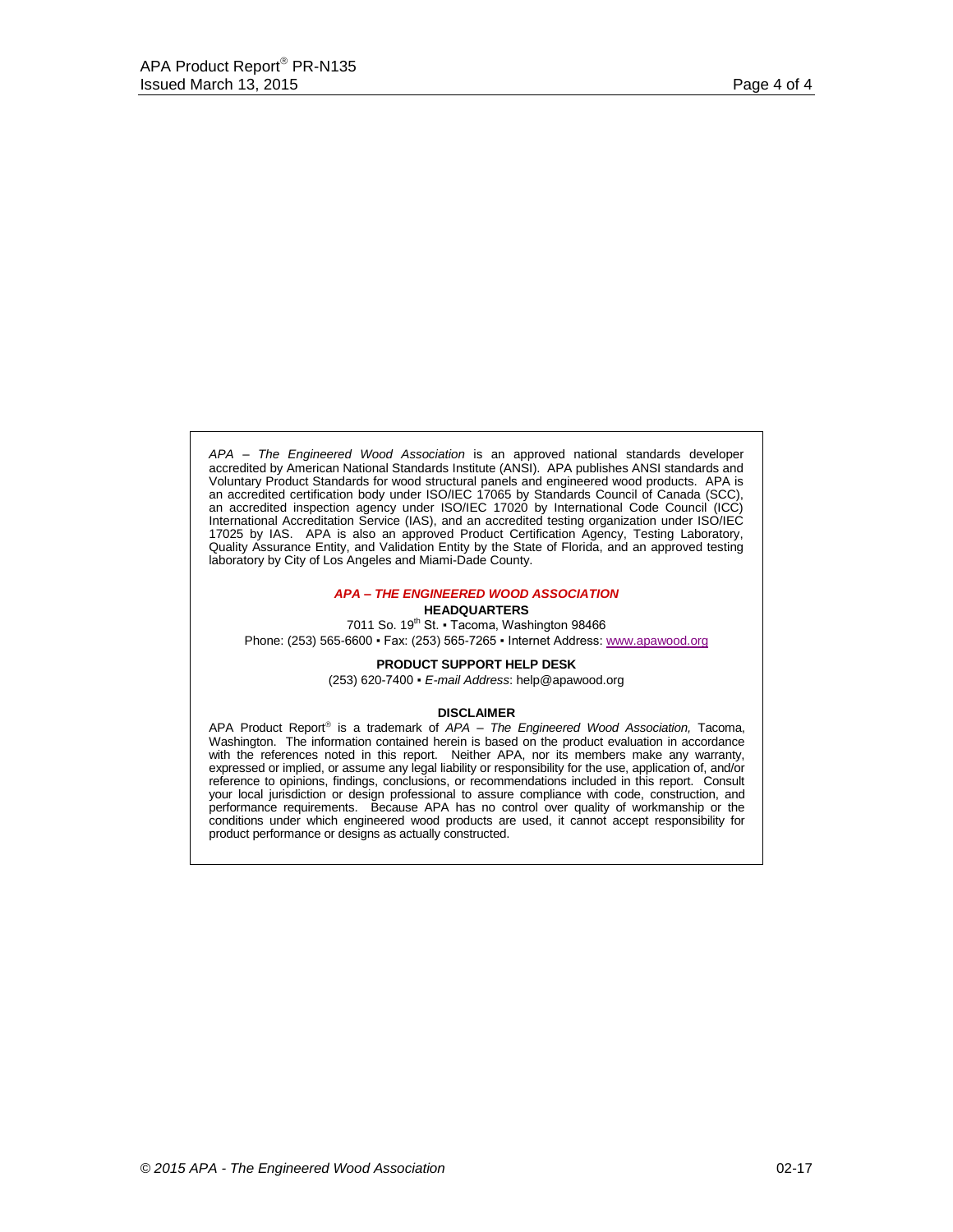*APA – The Engineered Wood Association* is an approved national standards developer accredited by American National Standards Institute (ANSI). APA publishes ANSI standards and Voluntary Product Standards for wood structural panels and engineered wood products. APA is an accredited certification body under ISO/IEC 17065 by Standards Council of Canada (SCC), an accredited inspection agency under ISO/IEC 17020 by International Code Council (ICC) International Accreditation Service (IAS), and an accredited testing organization under ISO/IEC 17025 by IAS. APA is also an approved Product Certification Agency, Testing Laboratory, Quality Assurance Entity, and Validation Entity by the State of Florida, and an approved testing laboratory by City of Los Angeles and Miami-Dade County.

***APA – THE ENGINEERED WOOD ASSOCIATION***

**HEADQUARTERS**

7011 So. 19th St. ▪ Tacoma, Washington 98466

Phone: (253) 565-6600 ▪ Fax: (253) 565-7265 ▪ Internet Address: www.apawood.org

**PRODUCT SUPPORT HELP DESK**

(253) 620-7400 ▪ *E-mail Address*: help@apawood.org

**DISCLAIMER**

APA Product Report® is a trademark of *APA – The Engineered Wood Association,* Tacoma, Washington. The information contained herein is based on the product evaluation in accordance with the references noted in this report. Neither APA, nor its members make any warranty, expressed or implied, or assume any legal liability or responsibility for the use, application of, and/or reference to opinions, findings, conclusions, or recommendations included in this report. Consult your local jurisdiction or design professional to assure compliance with code, construction, and performance requirements. Because APA has no control over quality of workmanship or the conditions under which engineered wood products are used, it cannot accept responsibility for product performance or designs as actually constructed.